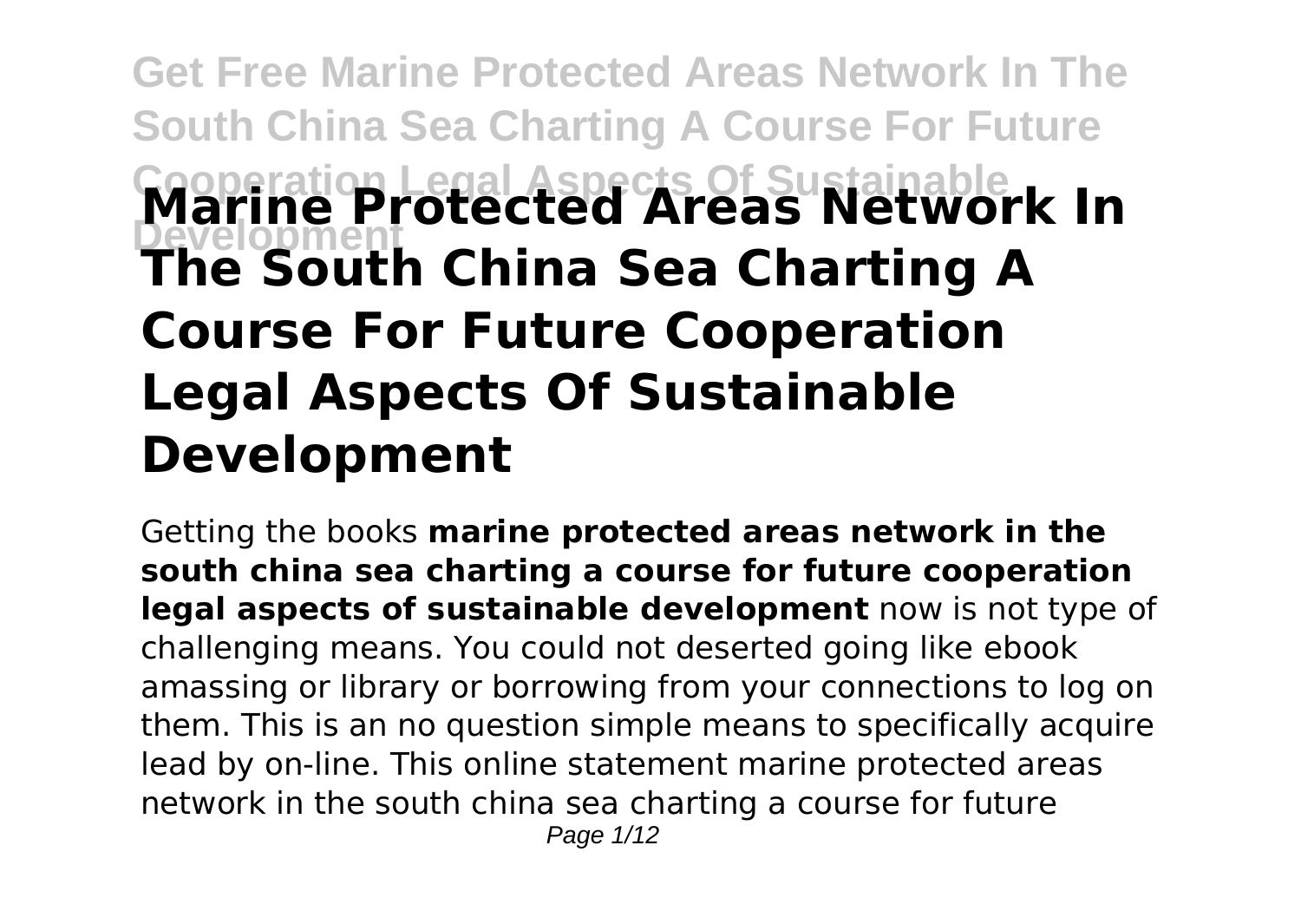# Marine Protected Areas Network In The South China Sea Charting A Course For Future Cooperation Legal Aspects Of Sustainable Development

Getting the books **marine protected areas network in the south china sea charting a course for future cooperation legal aspects of sustainable development** now is not type of challenging means. You could not deserted going like ebook amassing or library or borrowing from your connections to log on them. This is an no question simple means to specifically acquire lead by on-line. This online statement marine protected areas network in the south china sea charting a course for future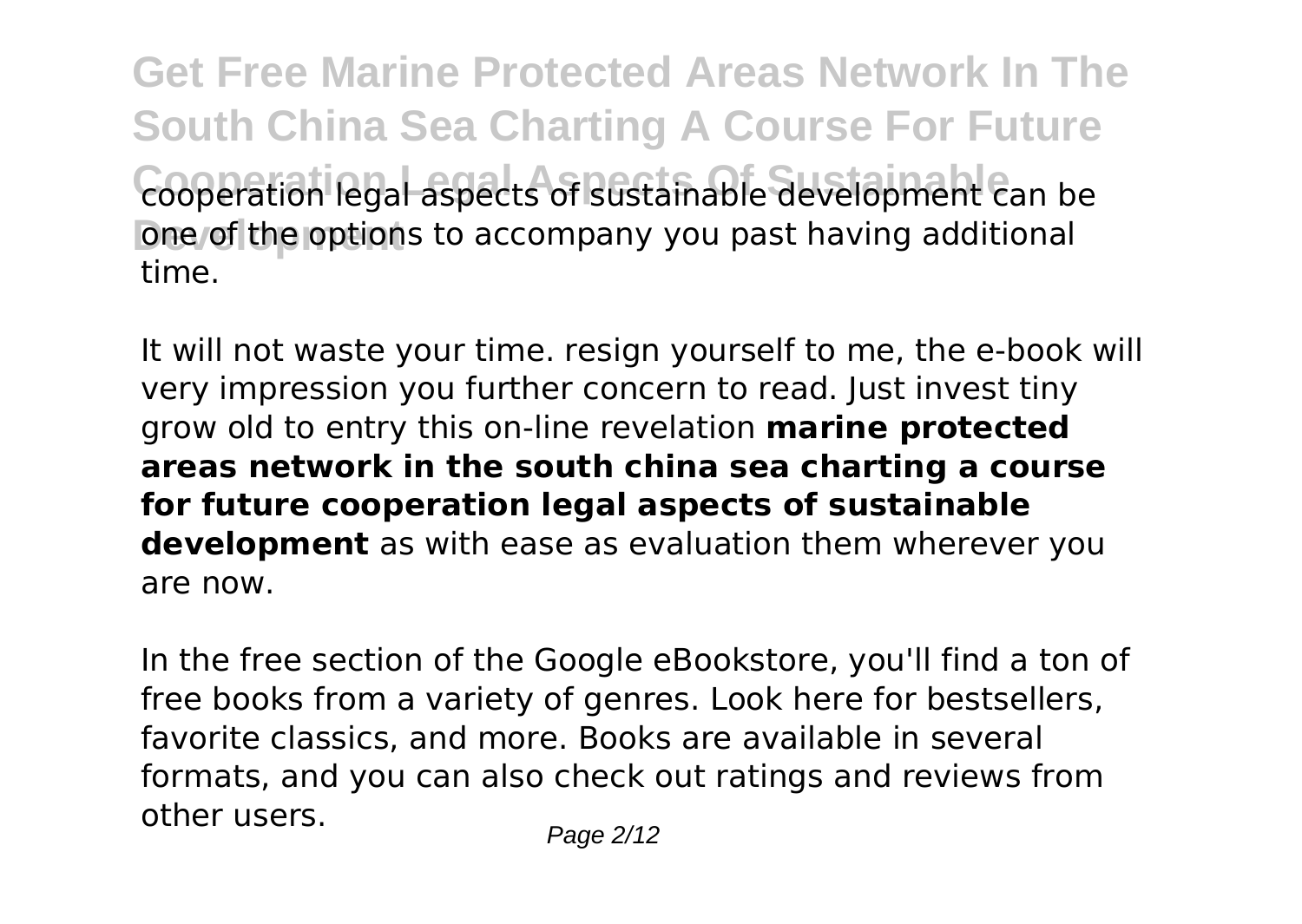cooperation legal aspects of sustainable development can be one of the options to accompany you past having additional time.

It will not waste your time. resign yourself to me, the e-book will very impression you further concern to read. Just invest tiny grow old to entry this on-line revelation **marine protected areas network in the south china sea charting a course for future cooperation legal aspects of sustainable development** as with ease as evaluation them wherever you are now.

In the free section of the Google eBookstore, you'll find a ton of free books from a variety of genres. Look here for bestsellers, favorite classics, and more. Books are available in several formats, and you can also check out ratings and reviews from other users.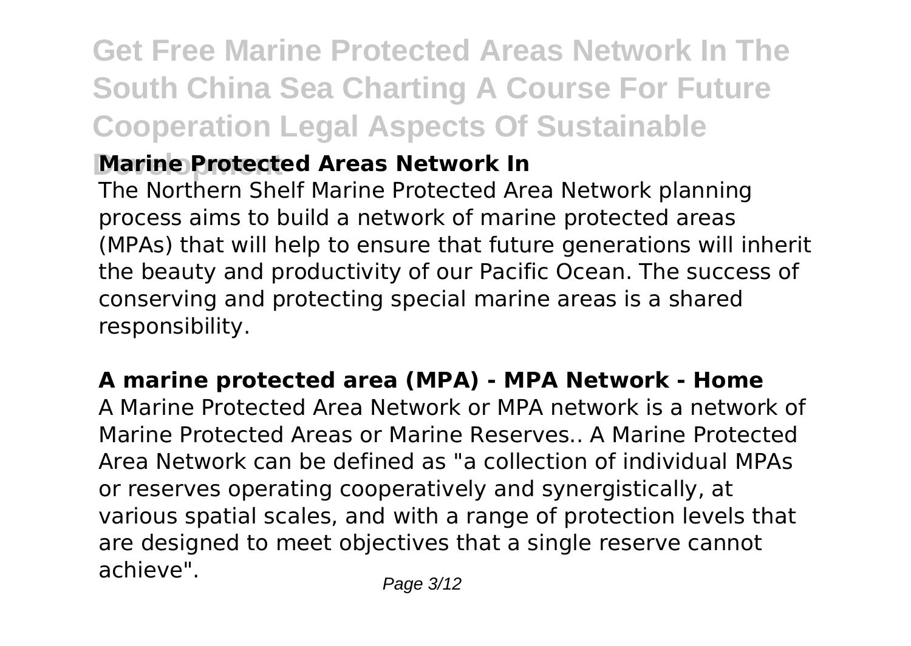## Marine Protected Areas Network In

The Northern Shelf Marine Protected Area Network planning process aims to build a network of marine protected areas (MPAs) that will help to ensure that future generations will inherit the beauty and productivity of our Pacific Ocean. The success of conserving and protecting special marine areas is a shared responsibility.

## A marine protected area (MPA) - MPA Network - Home

A Marine Protected Area Network or MPA network is a network of Marine Protected Areas or Marine Reserves.. A Marine Protected Area Network can be defined as "a collection of individual MPAs or reserves operating cooperatively and synergistically, at various spatial scales, and with a range of protection levels that are designed to meet objectives that a single reserve cannot achieve".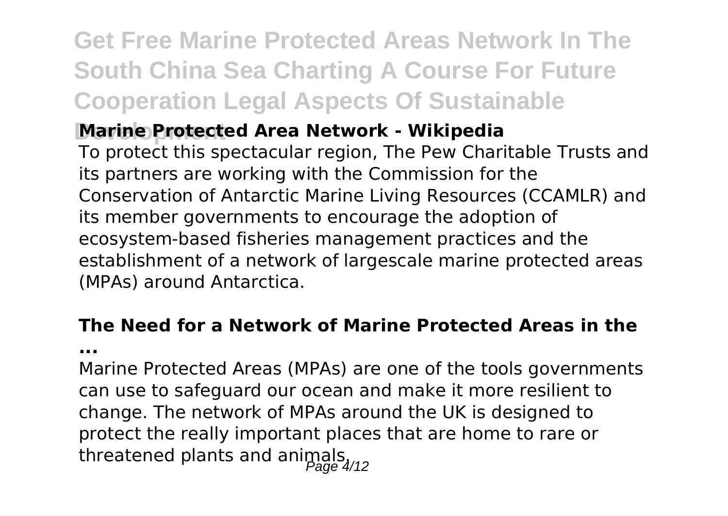### Marine Protected Area Network - Wikipedia

To protect this spectacular region, The Pew Charitable Trusts and its partners are working with the Commission for the Conservation of Antarctic Marine Living Resources (CCAMLR) and its member governments to encourage the adoption of ecosystem-based fisheries management practices and the establishment of a network of largescale marine protected areas (MPAs) around Antarctica.

### The Need for a Network of Marine Protected Areas in the ...

Marine Protected Areas (MPAs) are one of the tools governments can use to safeguard our ocean and make it more resilient to change. The network of MPAs around the UK is designed to protect the really important places that are home to rare or threatened plants and animals.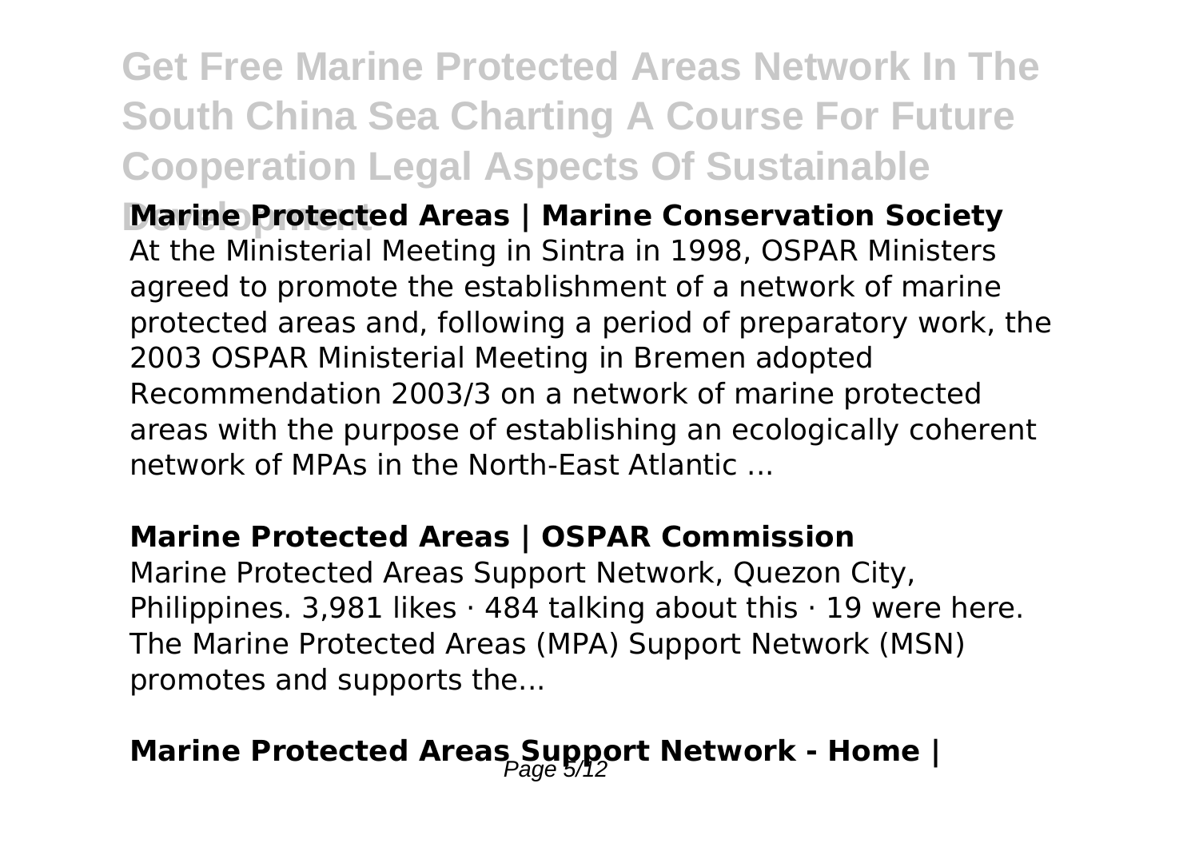### Marine Protected Areas | Marine Conservation Society

At the Ministerial Meeting in Sintra in 1998, OSPAR Ministers agreed to promote the establishment of a network of marine protected areas and, following a period of preparatory work, the 2003 OSPAR Ministerial Meeting in Bremen adopted Recommendation 2003/3 on a network of marine protected areas with the purpose of establishing an ecologically coherent network of MPAs in the North-East Atlantic ...

### Marine Protected Areas | OSPAR Commission

Marine Protected Areas Support Network, Quezon City, Philippines. 3,981 likes · 484 talking about this · 19 were here. The Marine Protected Areas (MPA) Support Network (MSN) promotes and supports the...

### Marine Protected Areas Support Network - Home |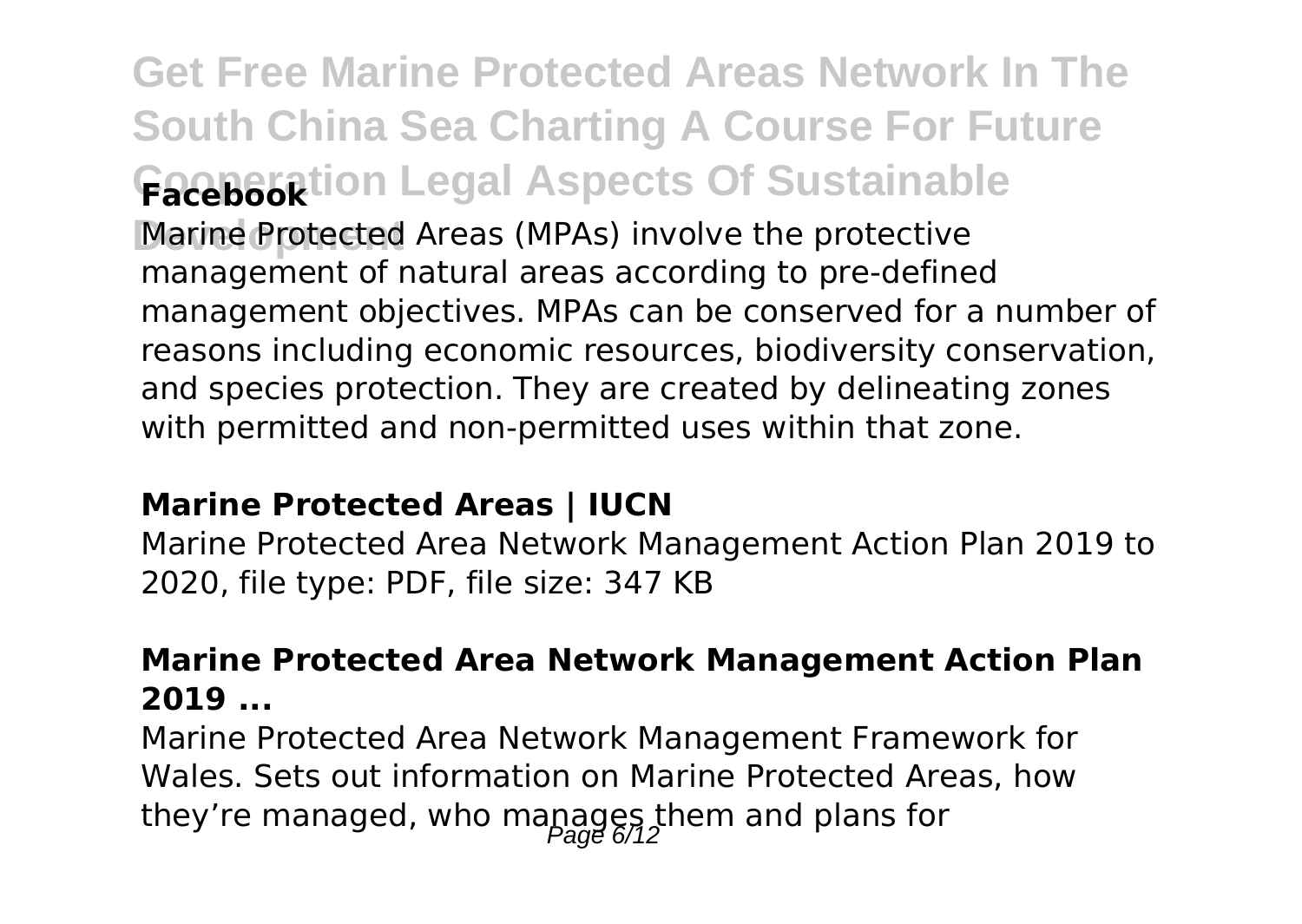**Facebook**

Marine Protected Areas (MPAs) involve the protective management of natural areas according to pre-defined management objectives. MPAs can be conserved for a number of reasons including economic resources, biodiversity conservation, and species protection. They are created by delineating zones with permitted and non-permitted uses within that zone.

**Marine Protected Areas | IUCN**

Marine Protected Area Network Management Action Plan 2019 to 2020, file type: PDF, file size: 347 KB

**Marine Protected Area Network Management Action Plan 2019 ...**

Marine Protected Area Network Management Framework for Wales. Sets out information on Marine Protected Areas, how they're managed, who manages them and plans for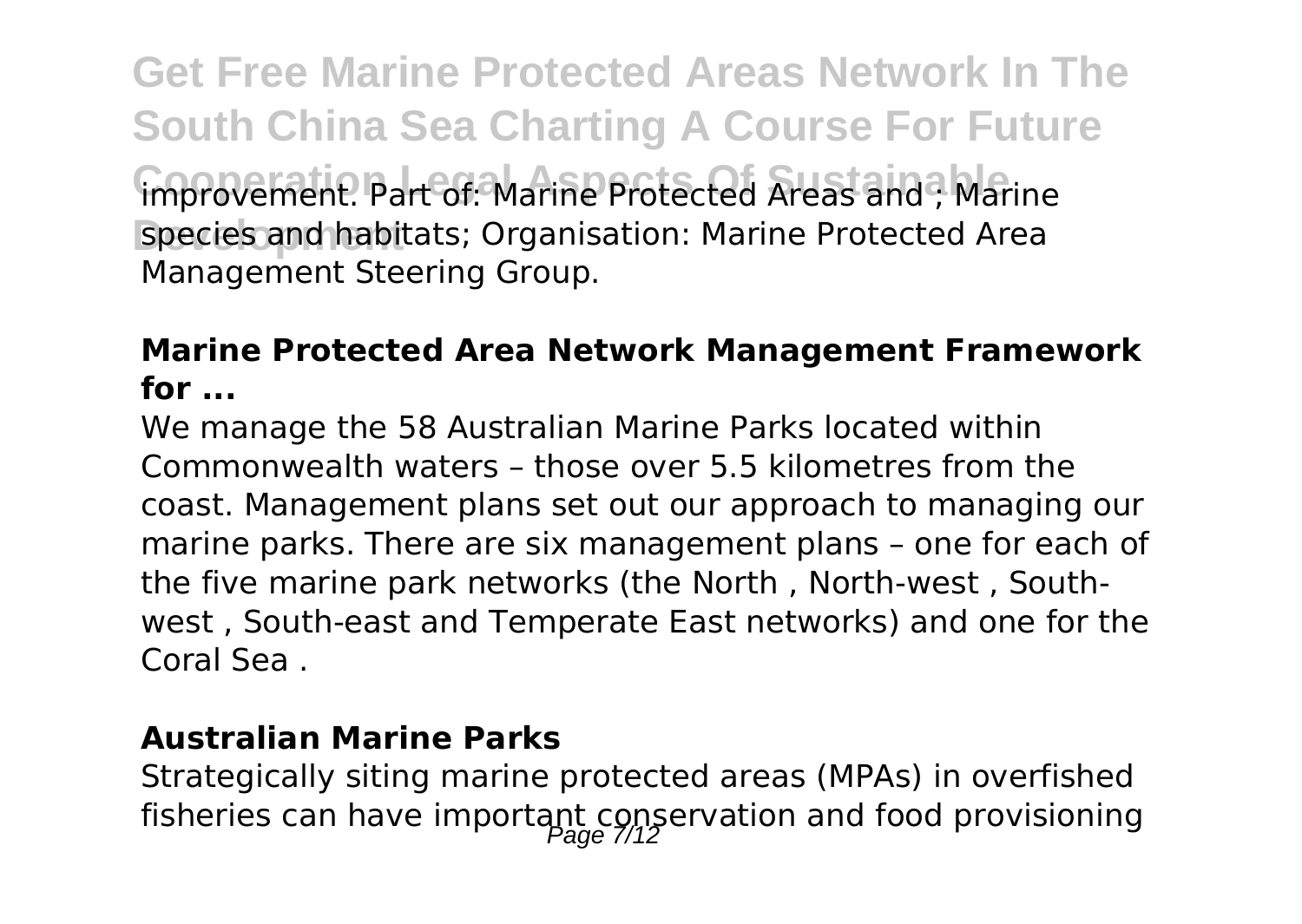improvement. Part of: Marine Protected Areas and ; Marine species and habitats; Organisation: Marine Protected Area Management Steering Group.

### Marine Protected Area Network Management Framework for ...

We manage the 58 Australian Marine Parks located within Commonwealth waters – those over 5.5 kilometres from the coast. Management plans set out our approach to managing our marine parks. There are six management plans – one for each of the five marine park networks (the North , North-west , South-west , South-east and Temperate East networks) and one for the Coral Sea .

### Australian Marine Parks

Strategically siting marine protected areas (MPAs) in overfished fisheries can have important conservation and food provisioning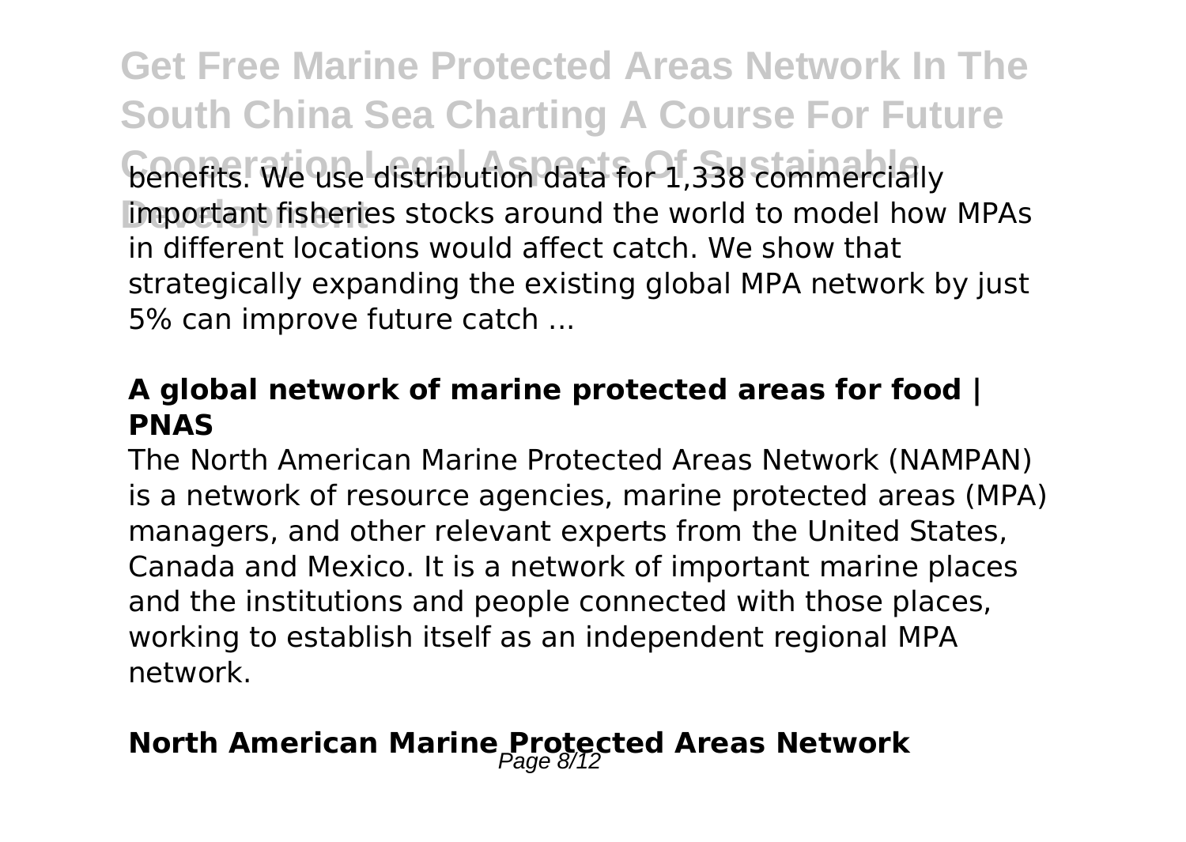benefits. We use distribution data for 1,338 commercially important fisheries stocks around the world to model how MPAs in different locations would affect catch. We show that strategically expanding the existing global MPA network by just 5% can improve future catch ...

### A global network of marine protected areas for food | PNAS

The North American Marine Protected Areas Network (NAMPAN) is a network of resource agencies, marine protected areas (MPA) managers, and other relevant experts from the United States, Canada and Mexico. It is a network of important marine places and the institutions and people connected with those places, working to establish itself as an independent regional MPA network.

### North American Marine Protected Areas Network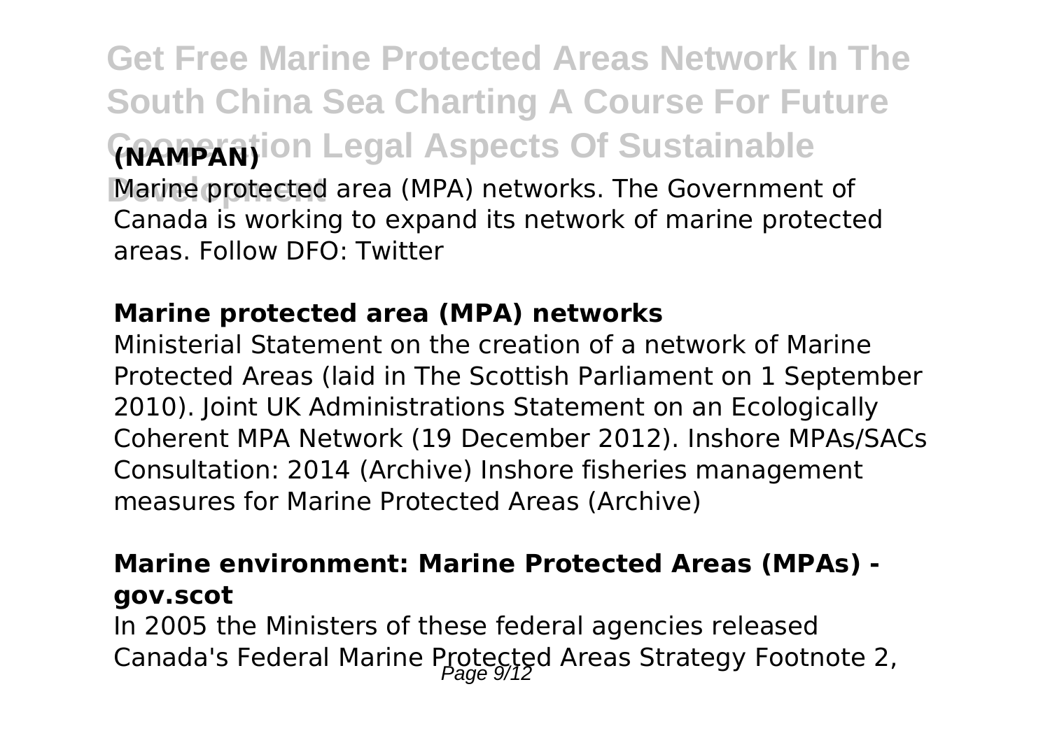Marine protected area (MPA) networks. The Government of Canada is working to expand its network of marine protected areas. Follow DFO: Twitter

**Marine protected area (MPA) networks**

Ministerial Statement on the creation of a network of Marine Protected Areas (laid in The Scottish Parliament on 1 September 2010). Joint UK Administrations Statement on an Ecologically Coherent MPA Network (19 December 2012). Inshore MPAs/SACs Consultation: 2014 (Archive) Inshore fisheries management measures for Marine Protected Areas (Archive)

**Marine environment: Marine Protected Areas (MPAs) - gov.scot**

In 2005 the Ministers of these federal agencies released Canada's Federal Marine Protected Areas Strategy Footnote 2,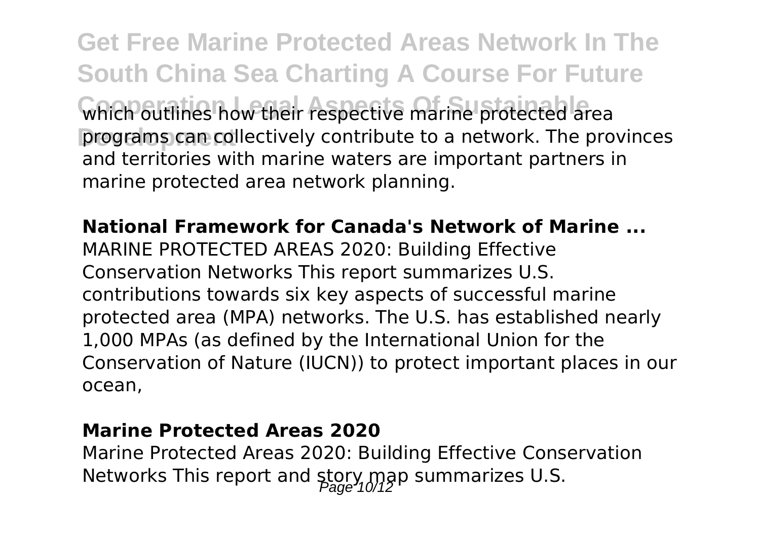which outlines how their respective marine protected area programs can collectively contribute to a network. The provinces and territories with marine waters are important partners in marine protected area network planning.

**National Framework for Canada's Network of Marine ...**

MARINE PROTECTED AREAS 2020: Building Effective Conservation Networks This report summarizes U.S. contributions towards six key aspects of successful marine protected area (MPA) networks. The U.S. has established nearly 1,000 MPAs (as defined by the International Union for the Conservation of Nature (IUCN)) to protect important places in our ocean,

**Marine Protected Areas 2020**

Marine Protected Areas 2020: Building Effective Conservation Networks This report and story map summarizes U.S.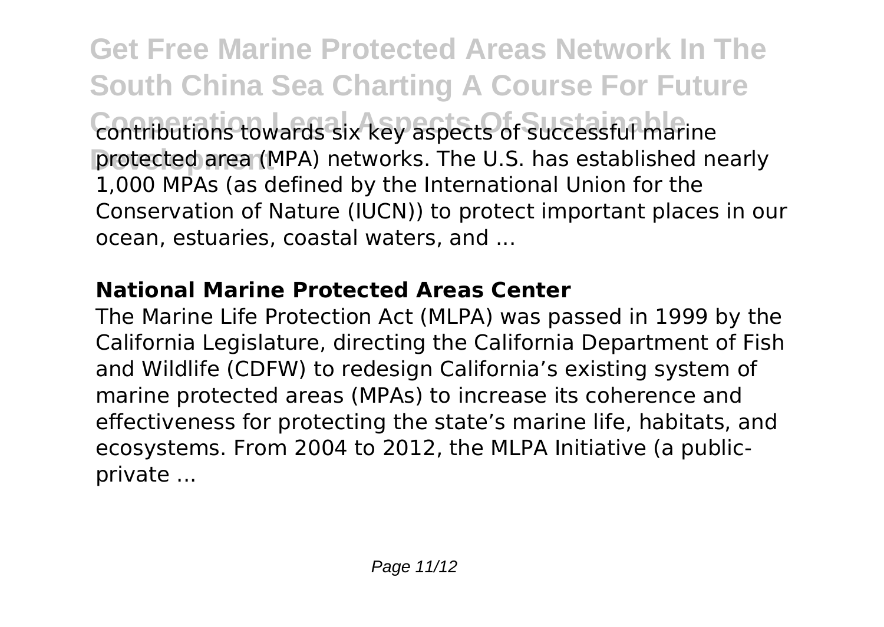contributions towards six key aspects of successful marine protected area (MPA) networks. The U.S. has established nearly 1,000 MPAs (as defined by the International Union for the Conservation of Nature (IUCN)) to protect important places in our ocean, estuaries, coastal waters, and ...

**National Marine Protected Areas Center**

The Marine Life Protection Act (MLPA) was passed in 1999 by the California Legislature, directing the California Department of Fish and Wildlife (CDFW) to redesign California's existing system of marine protected areas (MPAs) to increase its coherence and effectiveness for protecting the state's marine life, habitats, and ecosystems. From 2004 to 2012, the MLPA Initiative (a public-private ...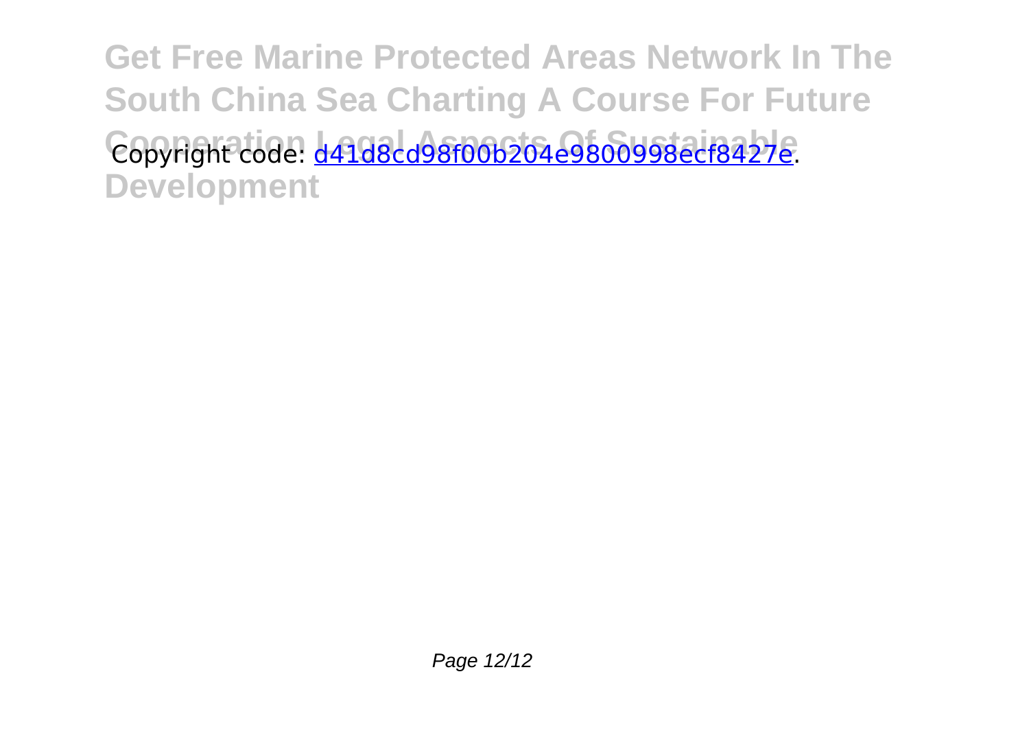Copyright code: [d41d8cd98f00b204e9800998ecf8427e](d41d8cd98f00b204e9800998ecf8427e).